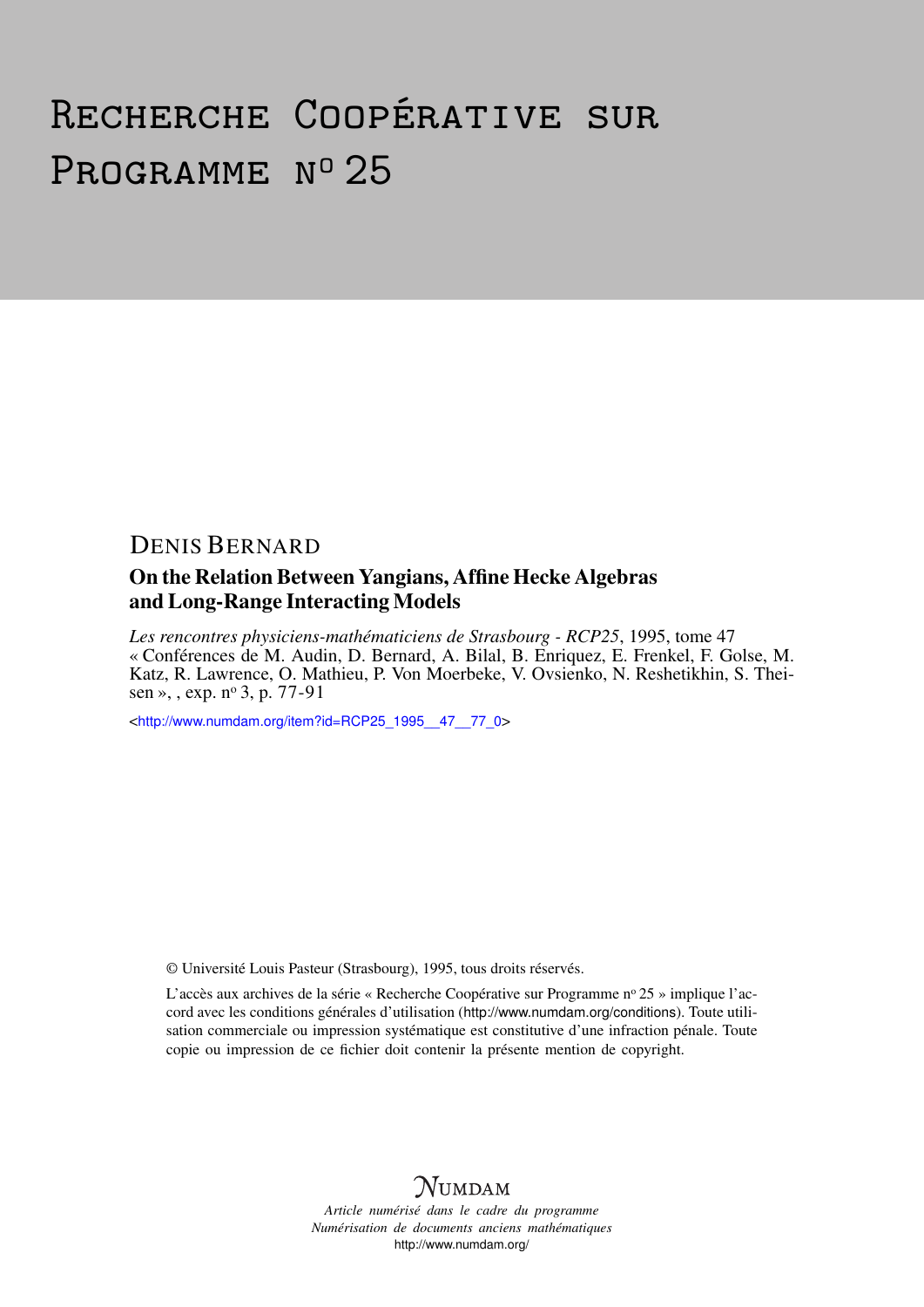# Recherche Coopérative sur Programme n° 25

## Denis Bernard

### On the Relation Between Yangians, Affine Hecke Algebras and Long-Range Interacting Models

*Les rencontres physiciens-mathématiciens de Strasbourg - RCP25*, 1995, tome 47 « Conférences de M. Audin, D. Bernard, A. Bilal, B. Enriquez, E. Frenkel, F. Golse, M. Katz, R. Lawrence, O. Mathieu, P. Von Moerbeke, V. Ovsienko, N. Reshetikhin, S. Theisen », , exp. n° 3, p. 77-91

<http://www.numdam.org/item?id=RCP25_1995__47__77_0>

© Université Louis Pasteur (Strasbourg), 1995, tous droits réservés.

L'accès aux archives de la série « Recherche Coopérative sur Programme n° 25 » implique l'accord avec les conditions générales d'utilisation (http://www.numdam.org/conditions). Toute utilisation commerciale ou impression systématique est constitutive d'une infraction pénale. Toute copie ou impression de ce fichier doit contenir la présente mention de copyright.

NUMDAM

*Article numérisé dans le cadre du programme Numérisation de documents anciens mathématiques*
http://www.numdam.org/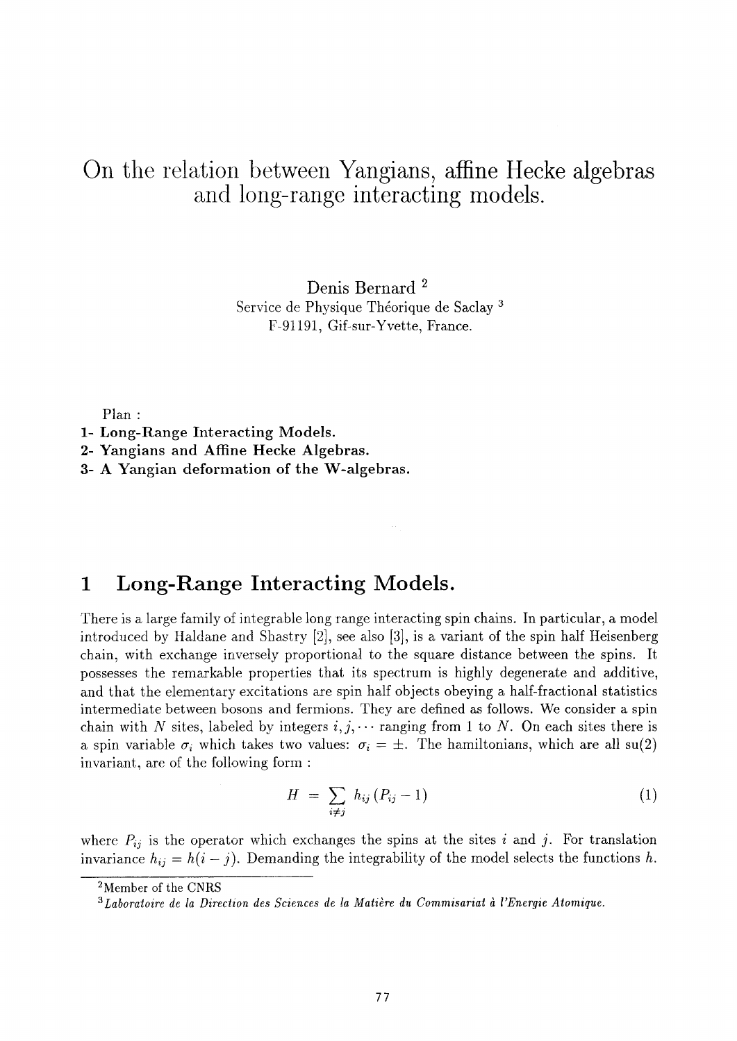# On the relation between Yangians, affine Hecke algebras and long-range interacting models.

Denis Bernard [2]
Service de Physique Théorique de Saclay [3]
F-91191, Gif-sur-Yvette, France.

Plan :

**1- Long-Range Interacting Models.**
**2- Yangians and Affine Hecke Algebras.**
**3- A Yangian deformation of the W-algebras.**

## 1 Long-Range Interacting Models.

There is a large family of integrable long range interacting spin chains. In particular, a model introduced by Haldane and Shastry [2], see also [3], is a variant of the spin half Heisenberg chain, with exchange inversely proportional to the square distance between the spins. It possesses the remarkable properties that its spectrum is highly degenerate and additive, and that the elementary excitations are spin half objects obeying a half-fractional statistics intermediate between bosons and fermions. They are defined as follows. We consider a spin chain with $N$ sites, labeled by integers $i, j, \cdots$ ranging from 1 to $N$. On each sites there is a spin variable $\sigma_i$ which takes two values: $\sigma_i = \pm$. The hamiltonians, which are all su(2) invariant, are of the following form :

$$H = \sum_{i \neq j} h_{ij} \left( P_{ij} - 1 \right) \tag{1}$$

where $P_{ij}$ is the operator which exchanges the spins at the sites $i$ and $j$. For translation invariance $h_{ij} = h(i-j)$. Demanding the integrability of the model selects the functions $h$.

---

[2] Member of the CNRS

[3] *Laboratoire de la Direction des Sciences de la Matière du Commisariat à l'Energie Atomique.*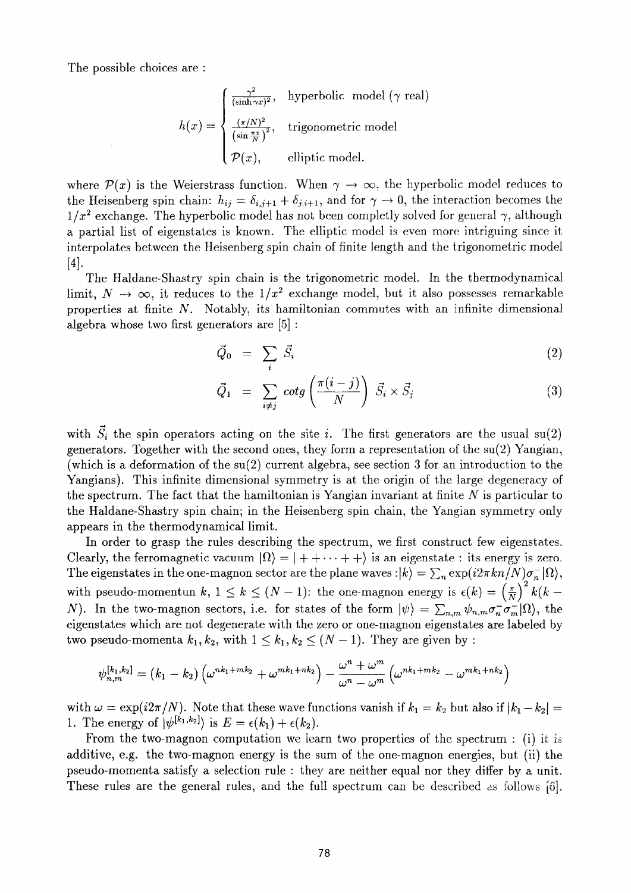The possible choices are :

$$h(x) = \begin{cases} \frac{\gamma^2}{(\sinh \gamma x)^2}, & \text{hyperbolic model } (\gamma \text{ real}) \\ \frac{(\pi/N)^2}{\left(\sin \frac{\pi x}{N}\right)^2}, & \text{trigonometric model} \\ \mathcal{P}(x), & \text{elliptic model.} \end{cases}$$

where $\mathcal{P}(x)$ is the Weierstrass function. When $\gamma \to \infty$, the hyperbolic model reduces to the Heisenberg spin chain: $h_{ij} = \delta_{i,j+1} + \delta_{j,i+1}$, and for $\gamma \to 0$, the interaction becomes the $1/x^2$ exchange. The hyperbolic model has not been completly solved for general $\gamma$, although a partial list of eigenstates is known. The elliptic model is even more intriguing since it interpolates between the Heisenberg spin chain of finite length and the trigonometric model [4].

The Haldane-Shastry spin chain is the trigonometric model. In the thermodynamical limit, $N \to \infty$, it reduces to the $1/x^2$ exchange model, but it also possesses remarkable properties at finite $N$. Notably, its hamiltonian commutes with an infinite dimensional algebra whose two first generators are [5] :

$$\vec{Q}_0 = \sum_i \vec{S}_i \tag{2}$$

$$\vec{Q}_1 = \sum_{i \neq j} cotg\left(\frac{\pi(i-j)}{N}\right) \vec{S}_i \times \vec{S}_j \tag{3}$$

with $\vec{S}_i$ the spin operators acting on the site $i$. The first generators are the usual su(2) generators. Together with the second ones, they form a representation of the su(2) Yangian, (which is a deformation of the su(2) current algebra, see section 3 for an introduction to the Yangians). This infinite dimensional symmetry is at the origin of the large degeneracy of the spectrum. The fact that the hamiltonian is Yangian invariant at finite $N$ is particular to the Haldane-Shastry spin chain; in the Heisenberg spin chain, the Yangian symmetry only appears in the thermodynamical limit.

In order to grasp the rules describing the spectrum, we first construct few eigenstates. Clearly, the ferromagnetic vacuum $|\Omega\rangle = |++\cdots++\rangle$ is an eigenstate : its energy is zero. The eigenstates in the one-magnon sector are the plane waves :$|k\rangle = \sum_n \exp(i2\pi kn/N)\sigma_n^-|\Omega\rangle$, with pseudo-momentun $k$, $1 \leq k \leq (N-1)$: the one-magnon energy is $\epsilon(k) = \left(\frac{\pi}{N}\right)^2 k(k-N)$. In the two-magnon sectors, i.e. for states of the form $|\psi\rangle = \sum_{n,m} \psi_{n,m}\sigma_n^-\sigma_m^-|\Omega\rangle$, the eigenstates which are not degenerate with the zero or one-magnon eigenstates are labeled by two pseudo-momenta $k_1, k_2$, with $1 \leq k_1, k_2 \leq (N-1)$. They are given by :

$$\psi_{n,m}^{[k_1,k_2]} = (k_1 - k_2)\left(\omega^{nk_1+mk_2} + \omega^{mk_1+nk_2}\right) - \frac{\omega^n + \omega^m}{\omega^n - \omega^m}\left(\omega^{nk_1+mk_2} - \omega^{mk_1+nk_2}\right)$$

with $\omega = \exp(i2\pi/N)$. Note that these wave functions vanish if $k_1 = k_2$ but also if $|k_1 - k_2| = 1$. The energy of $|\psi^{[k_1,k_2]}\rangle$ is $E = \epsilon(k_1) + \epsilon(k_2)$.

From the two-magnon computation we learn two properties of the spectrum : (i) it is additive, e.g. the two-magnon energy is the sum of the one-magnon energies, but (ii) the pseudo-momenta satisfy a selection rule : they are neither equal nor they differ by a unit. These rules are the general rules, and the full spectrum can be described as follows [6].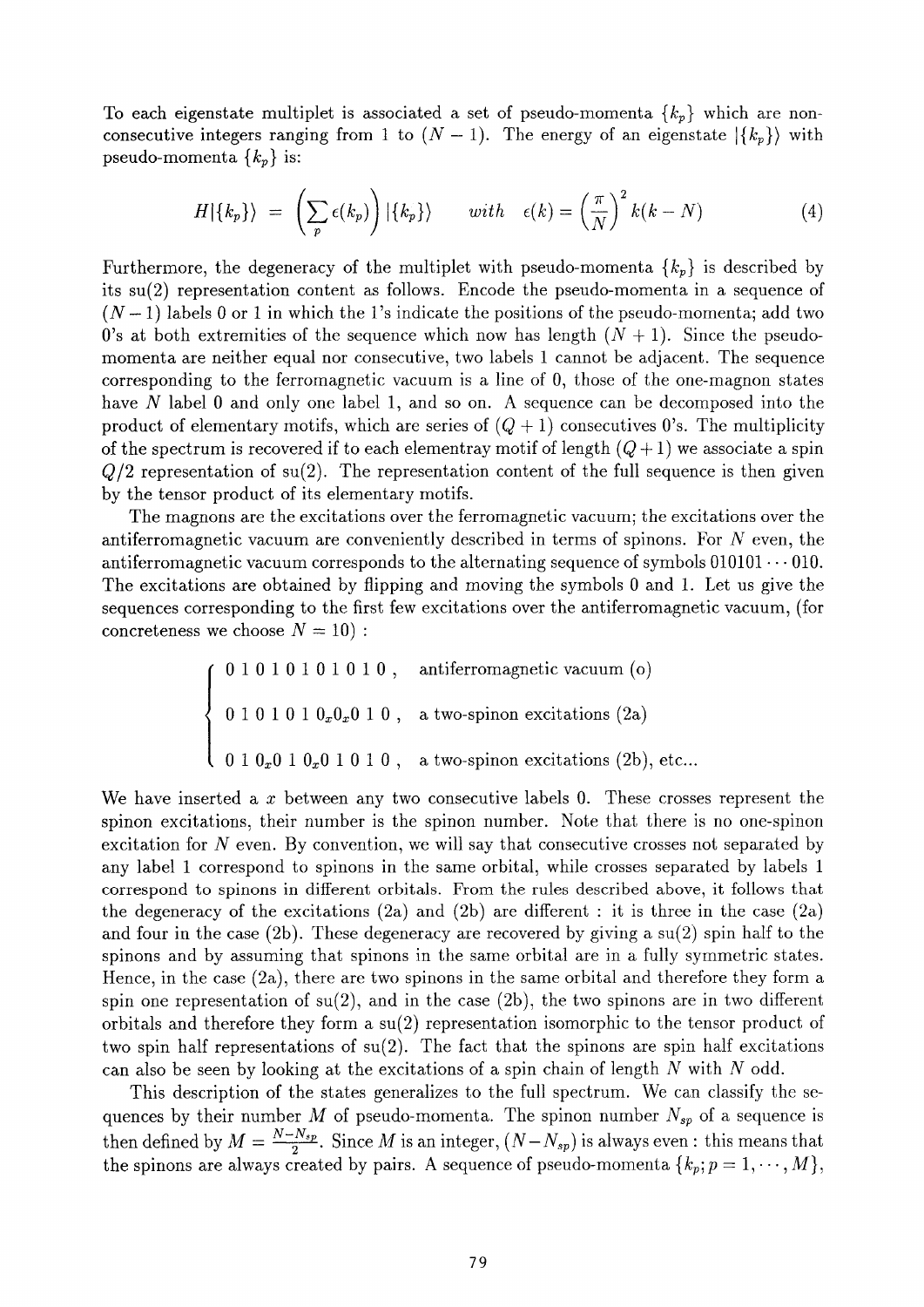To each eigenstate multiplet is associated a set of pseudo-momenta $\{k_p\}$ which are non-consecutive integers ranging from 1 to $(N-1)$. The energy of an eigenstate $|\{k_p\}\rangle$ with pseudo-momenta $\{k_p\}$ is:

$$H|\{k_p\}\rangle = \left(\sum_p \epsilon(k_p)\right)|\{k_p\}\rangle \qquad with \quad \epsilon(k) = \left(\frac{\pi}{N}\right)^2 k(k-N) \tag{4}$$

Furthermore, the degeneracy of the multiplet with pseudo-momenta $\{k_p\}$ is described by its su(2) representation content as follows. Encode the pseudo-momenta in a sequence of $(N-1)$ labels 0 or 1 in which the 1's indicate the positions of the pseudo-momenta; add two 0's at both extremities of the sequence which now has length $(N+1)$. Since the pseudo-momenta are neither equal nor consecutive, two labels 1 cannot be adjacent. The sequence corresponding to the ferromagnetic vacuum is a line of 0, those of the one-magnon states have $N$ label 0 and only one label 1, and so on. A sequence can be decomposed into the product of elementary motifs, which are series of $(Q+1)$ consecutives 0's. The multiplicity of the spectrum is recovered if to each elementray motif of length $(Q+1)$ we associate a spin $Q/2$ representation of su(2). The representation content of the full sequence is then given by the tensor product of its elementary motifs.

The magnons are the excitations over the ferromagnetic vacuum; the excitations over the antiferromagnetic vacuum are conveniently described in terms of spinons. For $N$ even, the antiferromagnetic vacuum corresponds to the alternating sequence of symbols $010101\cdots010$. The excitations are obtained by flipping and moving the symbols 0 and 1. Let us give the sequences corresponding to the first few excitations over the antiferromagnetic vacuum, (for concreteness we choose $N=10$) :

$$\begin{cases} 0\;1\;0\;1\;0\;1\;0\;1\;0\;1\;0\;, & \text{antiferromagnetic vacuum (o)} \\ 0\;1\;0\;1\;0\;1\;0_x0_x0\;1\;0\;, & \text{a two-spinon excitations (2a)} \\ 0\;1\;0_x0\;1\;0_x0\;1\;0\;1\;0\;, & \text{a two-spinon excitations (2b), etc...} \end{cases}$$

We have inserted a $x$ between any two consecutive labels 0. These crosses represent the spinon excitations, their number is the spinon number. Note that there is no one-spinon excitation for $N$ even. By convention, we will say that consecutive crosses not separated by any label 1 correspond to spinons in the same orbital, while crosses separated by labels 1 correspond to spinons in different orbitals. From the rules described above, it follows that the degeneracy of the excitations (2a) and (2b) are different : it is three in the case (2a) and four in the case (2b). These degeneracy are recovered by giving a su(2) spin half to the spinons and by assuming that spinons in the same orbital are in a fully symmetric states. Hence, in the case (2a), there are two spinons in the same orbital and therefore they form a spin one representation of su(2), and in the case (2b), the two spinons are in two different orbitals and therefore they form a su(2) representation isomorphic to the tensor product of two spin half representations of su(2). The fact that the spinons are spin half excitations can also be seen by looking at the excitations of a spin chain of length $N$ with $N$ odd.

This description of the states generalizes to the full spectrum. We can classify the sequences by their number $M$ of pseudo-momenta. The spinon number $N_{sp}$ of a sequence is then defined by $M = \frac{N-N_{sp}}{2}$. Since $M$ is an integer, $(N-N_{sp})$ is always even : this means that the spinons are always created by pairs. A sequence of pseudo-momenta $\{k_p; p=1,\cdots,M\}$,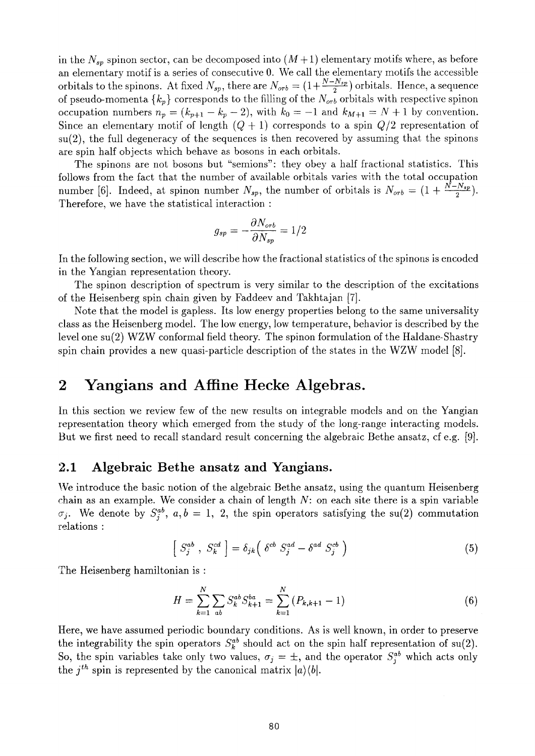in the $N_{sp}$ spinon sector, can be decomposed into $(M+1)$ elementary motifs where, as before an elementary motif is a series of consecutive 0. We call the elementary motifs the accessible orbitals to the spinons. At fixed $N_{sp}$, there are $N_{orb} = (1+\frac{N-N_{sp}}{2})$ orbitals. Hence, a sequence of pseudo-momenta $\{k_p\}$ corresponds to the filling of the $N_{orb}$ orbitals with respective spinon occupation numbers $n_p = (k_{p+1} - k_p - 2)$, with $k_0 = -1$ and $k_{M+1} = N+1$ by convention. Since an elementary motif of length $(Q+1)$ corresponds to a spin $Q/2$ representation of su(2), the full degeneracy of the sequences is then recovered by assuming that the spinons are spin half objects which behave as bosons in each orbitals.

The spinons are not bosons but "semions": they obey a half fractional statistics. This follows from the fact that the number of available orbitals varies with the total occupation number [6]. Indeed, at spinon number $N_{sp}$, the number of orbitals is $N_{orb} = (1 + \frac{N-N_{sp}}{2})$. Therefore, we have the statistical interaction :

$$g_{sp} = -\frac{\partial N_{orb}}{\partial N_{sp}} = 1/2$$

In the following section, we will describe how the fractional statistics of the spinons is encoded in the Yangian representation theory.

The spinon description of spectrum is very similar to the description of the excitations of the Heisenberg spin chain given by Faddeev and Takhtajan [7].

Note that the model is gapless. Its low energy properties belong to the same universality class as the Heisenberg model. The low energy, low temperature, behavior is described by the level one su(2) WZW conformal field theory. The spinon formulation of the Haldane-Shastry spin chain provides a new quasi-particle description of the states in the WZW model [8].

# 2 Yangians and Affine Hecke Algebras.

In this section we review few of the new results on integrable models and on the Yangian representation theory which emerged from the study of the long-range interacting models. But we first need to recall standard result concerning the algebraic Bethe ansatz, cf e.g. [9].

## 2.1 Algebraic Bethe ansatz and Yangians.

We introduce the basic notion of the algebraic Bethe ansatz, using the quantum Heisenberg chain as an example. We consider a chain of length $N$: on each site there is a spin variable $\sigma_j$. We denote by $S_j^{ab}$, $a,b = 1,\ 2$, the spin operators satisfying the su(2) commutation relations :

$$\left[\ S_j^{ab}\ ,\ S_k^{cd}\ \right] = \delta_{jk}\big(\ \delta^{cb}\ S_j^{ad} - \delta^{ad}\ S_j^{cb}\ \big) \tag{5}$$

The Heisenberg hamiltonian is :

$$H = \sum_{k=1}^{N}\sum_{ab} S_k^{ab} S_{k+1}^{ba} = \sum_{k=1}^{N}(P_{k,k+1} - 1) \tag{6}$$

Here, we have assumed periodic boundary conditions. As is well known, in order to preserve the integrability the spin operators $S_k^{ab}$ should act on the spin half representation of su(2). So, the spin variables take only two values, $\sigma_j = \pm$, and the operator $S_j^{ab}$ which acts only the $j^{th}$ spin is represented by the canonical matrix $|a\rangle\langle b|$.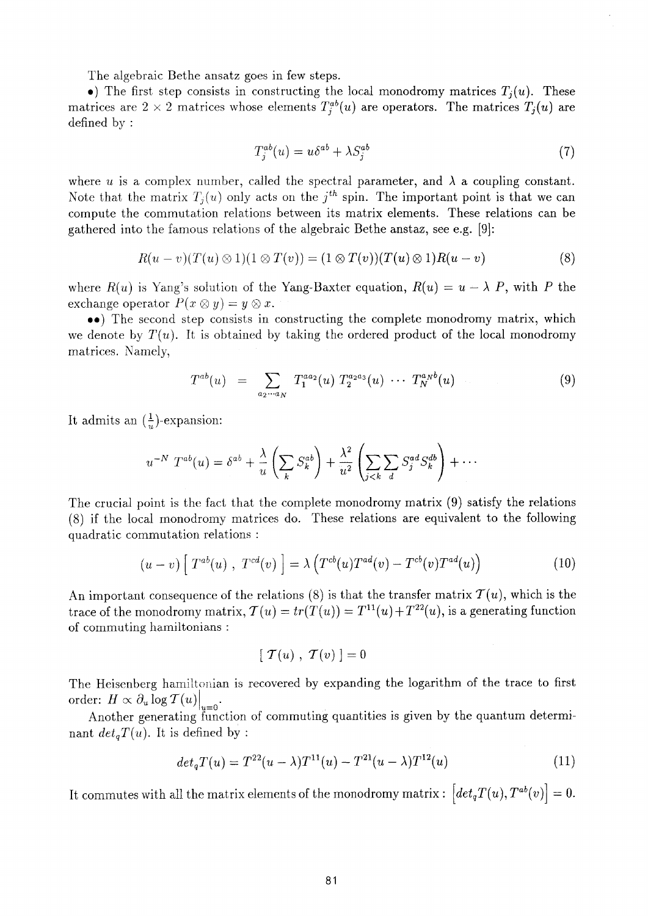The algebraic Bethe ansatz goes in few steps.

•) The first step consists in constructing the local monodromy matrices $T_j(u)$. These matrices are $2 \times 2$ matrices whose elements $T_j^{ab}(u)$ are operators. The matrices $T_j(u)$ are defined by :

$$T_j^{ab}(u) = u\delta^{ab} + \lambda S_j^{ab} \tag{7}$$

where $u$ is a complex number, called the spectral parameter, and $\lambda$ a coupling constant. Note that the matrix $T_j(u)$ only acts on the $j^{th}$ spin. The important point is that we can compute the commutation relations between its matrix elements. These relations can be gathered into the famous relations of the algebraic Bethe anstaz, see e.g. [9]:

$$R(u-v)(T(u)\otimes 1)(1\otimes T(v)) = (1\otimes T(v))(T(u)\otimes 1)R(u-v) \tag{8}$$

where $R(u)$ is Yang's solution of the Yang-Baxter equation, $R(u) = u - \lambda\ P$, with $P$ the exchange operator $P(x\otimes y) = y \otimes x$.

••) The second step consists in constructing the complete monodromy matrix, which we denote by $T(u)$. It is obtained by taking the ordered product of the local monodromy matrices. Namely,

$$T^{ab}(u) \;=\; \sum_{a_2\cdots a_N} T_1^{aa_2}(u)\, T_2^{a_2a_3}(u) \,\cdots\, T_N^{a_N b}(u) \tag{9}$$

It admits an $(\frac{1}{u})$-expansion:

$$u^{-N}\, T^{ab}(u) = \delta^{ab} + \frac{\lambda}{u}\left(\sum_k S_k^{ab}\right) + \frac{\lambda^2}{u^2}\left(\sum_{j<k}\sum_d S_j^{ad}S_k^{db}\right) + \cdots$$

The crucial point is the fact that the complete monodromy matrix (9) satisfy the relations (8) if the local monodromy matrices do. These relations are equivalent to the following quadratic commutation relations :

$$(u-v)\left[\, T^{ab}(u)\ ,\ T^{cd}(v)\,\right] = \lambda\left(T^{cb}(u)T^{ad}(v) - T^{cb}(v)T^{ad}(u)\right) \tag{10}$$

An important consequence of the relations (8) is that the transfer matrix $\mathcal{T}(u)$, which is the trace of the monodromy matrix, $\mathcal{T}(u) = tr(T(u)) = T^{11}(u) + T^{22}(u)$, is a generating function of commuting hamiltonians :

$$[\, \mathcal{T}(u)\ ,\ \mathcal{T}(v)\,] = 0$$

The Heisenberg hamiltonian is recovered by expanding the logarithm of the trace to first order: $H \propto \partial_u \log \mathcal{T}(u)\Big|_{u=0}$.

Another generating function of commuting quantities is given by the quantum determinant $det_q T(u)$. It is defined by :

$$det_q T(u) = T^{22}(u-\lambda)T^{11}(u) - T^{21}(u-\lambda)T^{12}(u) \tag{11}$$

It commutes with all the matrix elements of the monodromy matrix : $\left[det_q T(u), T^{ab}(v)\right] = 0$.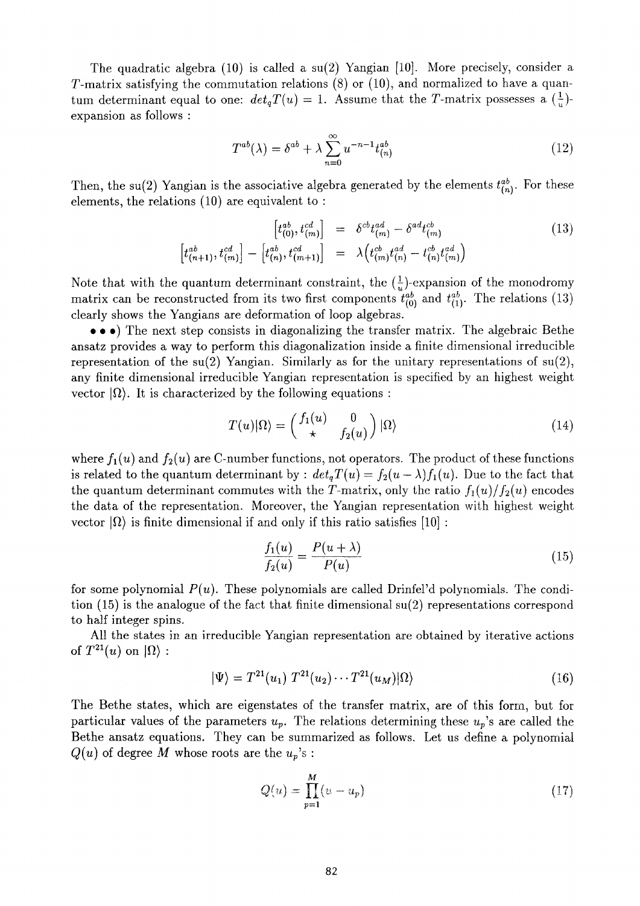The quadratic algebra (10) is called a su(2) Yangian [10]. More precisely, consider a $T$-matrix satisfying the commutation relations (8) or (10), and normalized to have a quantum determinant equal to one: $det_q T(u) = 1$. Assume that the $T$-matrix possesses a $(\frac{1}{u})$-expansion as follows :

$$T^{ab}(\lambda) = \delta^{ab} + \lambda \sum_{n=0}^{\infty} u^{-n-1} t^{ab}_{(n)} \tag{12}$$

Then, the su(2) Yangian is the associative algebra generated by the elements $t^{ab}_{(n)}$. For these elements, the relations (10) are equivalent to :

$$\begin{aligned} \left[ t^{ab}_{(0)}, t^{cd}_{(m)} \right] &= \delta^{cb} t^{ad}_{(m)} - \delta^{ad} t^{cb}_{(m)} \\ \left[ t^{ab}_{(n+1)}, t^{cd}_{(m)} \right] - \left[ t^{ab}_{(n)}, t^{cd}_{(m+1)} \right] &= \lambda \left( t^{cb}_{(m)} t^{ad}_{(n)} - t^{cb}_{(n)} t^{ad}_{(m)} \right) \end{aligned} \tag{13}$$

Note that with the quantum determinant constraint, the $(\frac{1}{u})$-expansion of the monodromy matrix can be reconstructed from its two first components $t^{ab}_{(0)}$ and $t^{ab}_{(1)}$. The relations (13) clearly shows the Yangians are deformation of loop algebras.

• • •) The next step consists in diagonalizing the transfer matrix. The algebraic Bethe ansatz provides a way to perform this diagonalization inside a finite dimensional irreducible representation of the su(2) Yangian. Similarly as for the unitary representations of su(2), any finite dimensional irreducible Yangian representation is specified by an highest weight vector $|\Omega\rangle$. It is characterized by the following equations :

$$T(u)|\Omega\rangle = \begin{pmatrix} f_1(u) & 0 \\ \star & f_2(u) \end{pmatrix} |\Omega\rangle \tag{14}$$

where $f_1(u)$ and $f_2(u)$ are C-number functions, not operators. The product of these functions is related to the quantum determinant by : $det_q T(u) = f_2(u-\lambda) f_1(u)$. Due to the fact that the quantum determinant commutes with the $T$-matrix, only the ratio $f_1(u)/f_2(u)$ encodes the data of the representation. Moreover, the Yangian representation with highest weight vector $|\Omega\rangle$ is finite dimensional if and only if this ratio satisfies [10] :

$$\frac{f_1(u)}{f_2(u)} = \frac{P(u+\lambda)}{P(u)} \tag{15}$$

for some polynomial $P(u)$. These polynomials are called Drinfel'd polynomials. The condition (15) is the analogue of the fact that finite dimensional su(2) representations correspond to half integer spins.

All the states in an irreducible Yangian representation are obtained by iterative actions of $T^{21}(u)$ on $|\Omega\rangle$ :

$$|\Psi\rangle = T^{21}(u_1)\, T^{21}(u_2) \cdots T^{21}(u_M)|\Omega\rangle \tag{16}$$

The Bethe states, which are eigenstates of the transfer matrix, are of this form, but for particular values of the parameters $u_p$. The relations determining these $u_p$'s are called the Bethe ansatz equations. They can be summarized as follows. Let us define a polynomial $Q(u)$ of degree $M$ whose roots are the $u_p$'s :

$$Q(u) = \prod_{p=1}^{M} (u - u_p) \tag{17}$$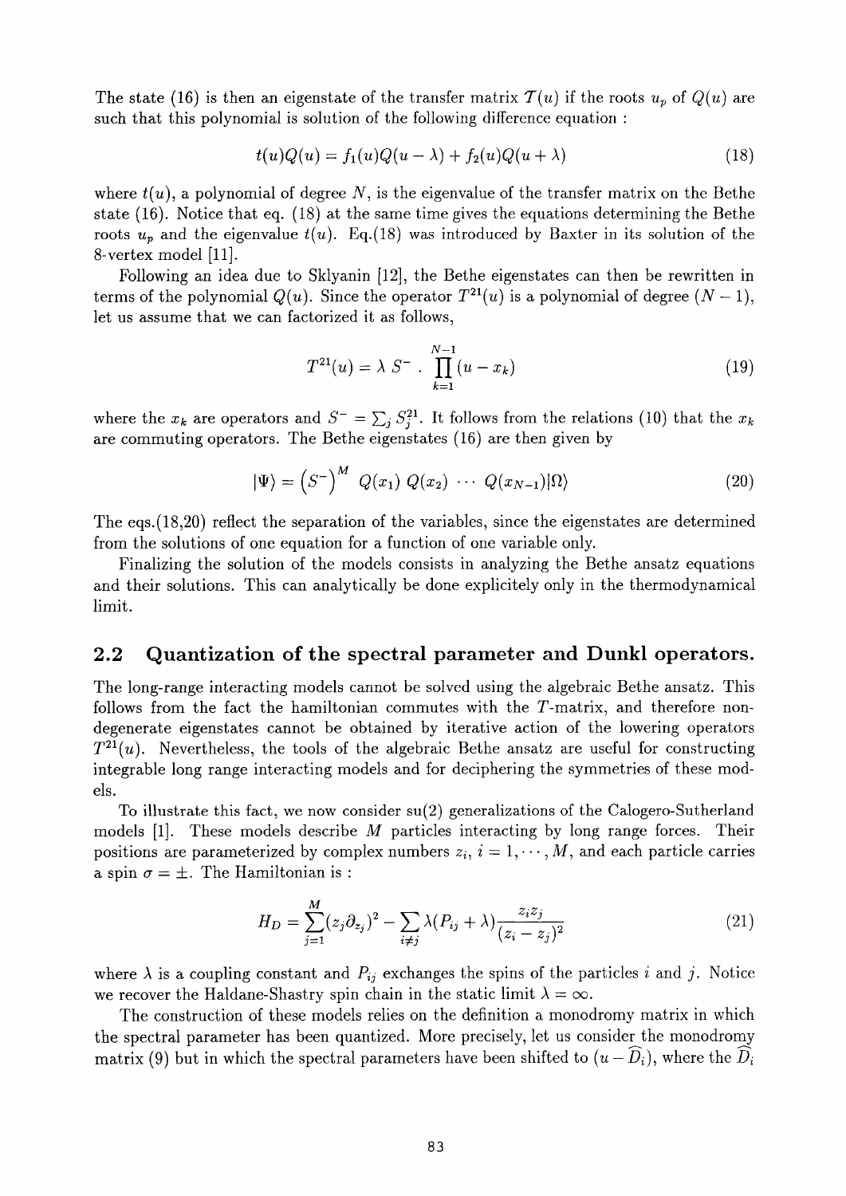The state (16) is then an eigenstate of the transfer matrix $\mathcal{T}(u)$ if the roots $u_p$ of $Q(u)$ are such that this polynomial is solution of the following difference equation :

$$t(u)Q(u) = f_1(u)Q(u-\lambda) + f_2(u)Q(u+\lambda) \tag{18}$$

where $t(u)$, a polynomial of degree $N$, is the eigenvalue of the transfer matrix on the Bethe state (16). Notice that eq. (18) at the same time gives the equations determining the Bethe roots $u_p$ and the eigenvalue $t(u)$. Eq.(18) was introduced by Baxter in its solution of the 8-vertex model [11].

Following an idea due to Sklyanin [12], the Bethe eigenstates can then be rewritten in terms of the polynomial $Q(u)$. Since the operator $T^{21}(u)$ is a polynomial of degree $(N-1)$, let us assume that we can factorized it as follows,

$$T^{21}(u) = \lambda\ S^- \ .\ \prod_{k=1}^{N-1}(u - x_k) \tag{19}$$

where the $x_k$ are operators and $S^- = \sum_j S_j^{21}$. It follows from the relations (10) that the $x_k$ are commuting operators. The Bethe eigenstates (16) are then given by

$$|\Psi\rangle = \left(S^-\right)^M\ Q(x_1)\ Q(x_2)\ \cdots\ Q(x_{N-1})|\Omega\rangle \tag{20}$$

The eqs.(18,20) reflect the separation of the variables, since the eigenstates are determined from the solutions of one equation for a function of one variable only.

Finalizing the solution of the models consists in analyzing the Bethe ansatz equations and their solutions. This can analytically be done explicitely only in the thermodynamical limit.

## 2.2 Quantization of the spectral parameter and Dunkl operators.

The long-range interacting models cannot be solved using the algebraic Bethe ansatz. This follows from the fact the hamiltonian commutes with the $T$-matrix, and therefore non-degenerate eigenstates cannot be obtained by iterative action of the lowering operators $T^{21}(u)$. Nevertheless, the tools of the algebraic Bethe ansatz are useful for constructing integrable long range interacting models and for deciphering the symmetries of these models.

To illustrate this fact, we now consider su(2) generalizations of the Calogero-Sutherland models [1]. These models describe $M$ particles interacting by long range forces. Their positions are parameterized by complex numbers $z_i$, $i = 1, \cdots, M$, and each particle carries a spin $\sigma = \pm$. The Hamiltonian is :

$$H_D = \sum_{j=1}^{M}(z_j\partial_{z_j})^2 - \sum_{i\neq j}\lambda(P_{ij}+\lambda)\frac{z_i z_j}{(z_i - z_j)^2} \tag{21}$$

where $\lambda$ is a coupling constant and $P_{ij}$ exchanges the spins of the particles $i$ and $j$. Notice we recover the Haldane-Shastry spin chain in the static limit $\lambda = \infty$.

The construction of these models relies on the definition a monodromy matrix in which the spectral parameter has been quantized. More precisely, let us consider the monodromy matrix (9) but in which the spectral parameters have been shifted to $(u - \widehat{D}_i)$, where the $\widehat{D}_i$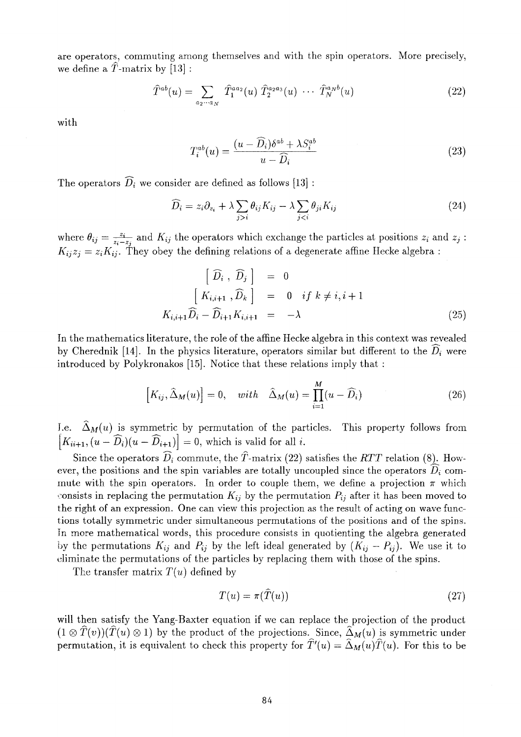are operators, commuting among themselves and with the spin operators. More precisely, we define a $\hat{T}$-matrix by [13] :

$$\hat{T}^{ab}(u) = \sum_{a_2 \cdots a_N} \hat{T}_1^{aa_2}(u)\, \hat{T}_2^{a_2a_3}(u) \cdots \hat{T}_N^{a_Nb}(u) \tag{22}$$

with

$$T_i^{ab}(u) = \frac{(u - \widehat{D}_i)\delta^{ab} + \lambda S_i^{ab}}{u - \widehat{D}_i} \tag{23}$$

The operators $\widehat{D}_i$ we consider are defined as follows [13] :

$$\widehat{D}_i = z_i \partial_{z_i} + \lambda \sum_{j>i} \theta_{ij} K_{ij} - \lambda \sum_{j<i} \theta_{ji} K_{ij} \tag{24}$$

where $\theta_{ij} = \frac{z_i}{z_i - z_j}$ and $K_{ij}$ the operators which exchange the particles at positions $z_i$ and $z_j$ : $K_{ij} z_j = z_i K_{ij}$. They obey the defining relations of a degenerate affine Hecke algebra :

$$\begin{aligned} \left[\, \widehat{D}_i \,,\, \widehat{D}_j \,\right] &= 0 \\ \left[\, K_{i,i+1} \,,\widehat{D}_k \,\right] &= 0 \quad if\ k \neq i, i+1 \\ K_{i,i+1}\widehat{D}_i - \widehat{D}_{i+1}K_{i,i+1} &= -\lambda \end{aligned} \tag{25}$$

In the mathematics literature, the role of the affine Hecke algebra in this context was revealed by Cherednik [14]. In the physics literature, operators similar but different to the $\widehat{D}_i$ were introduced by Polykronakos [15]. Notice that these relations imply that :

$$\left[K_{ij}, \widehat{\Delta}_M(u)\right] = 0, \quad with \quad \widehat{\Delta}_M(u) = \prod_{i=1}^{M} (u - \widehat{D}_i) \tag{26}$$

I.e. $\widehat{\Delta}_M(u)$ is symmetric by permutation of the particles. This property follows from $\left[K_{ii+1}, (u - \widehat{D}_i)(u - \widehat{D}_{i+1})\right] = 0$, which is valid for all $i$.

Since the operators $\widehat{D}_i$ commute, the $\hat{T}$-matrix (22) satisfies the *RTT* relation (8). However, the positions and the spin variables are totally uncoupled since the operators $\widehat{D}_i$ commute with the spin operators. In order to couple them, we define a projection $\pi$ which consists in replacing the permutation $K_{ij}$ by the permutation $P_{ij}$ after it has been moved to the right of an expression. One can view this projection as the result of acting on wave functions totally symmetric under simultaneous permutations of the positions and of the spins. In more mathematical words, this procedure consists in quotienting the algebra generated by the permutations $K_{ij}$ and $P_{ij}$ by the left ideal generated by $(K_{ij} - P_{ij})$. We use it to eliminate the permutations of the particles by replacing them with those of the spins.

The transfer matrix $T(u)$ defined by

$$T(u) = \pi(\hat{T}(u)) \tag{27}$$

will then satisfy the Yang-Baxter equation if we can replace the projection of the product $(1 \otimes \hat{T}(v))(\hat{T}(u) \otimes 1)$ by the product of the projections. Since, $\widehat{\Delta}_M(u)$ is symmetric under permutation, it is equivalent to check this property for $\hat{T}'(u) = \widehat{\Delta}_M(u)\hat{T}(u)$. For this to be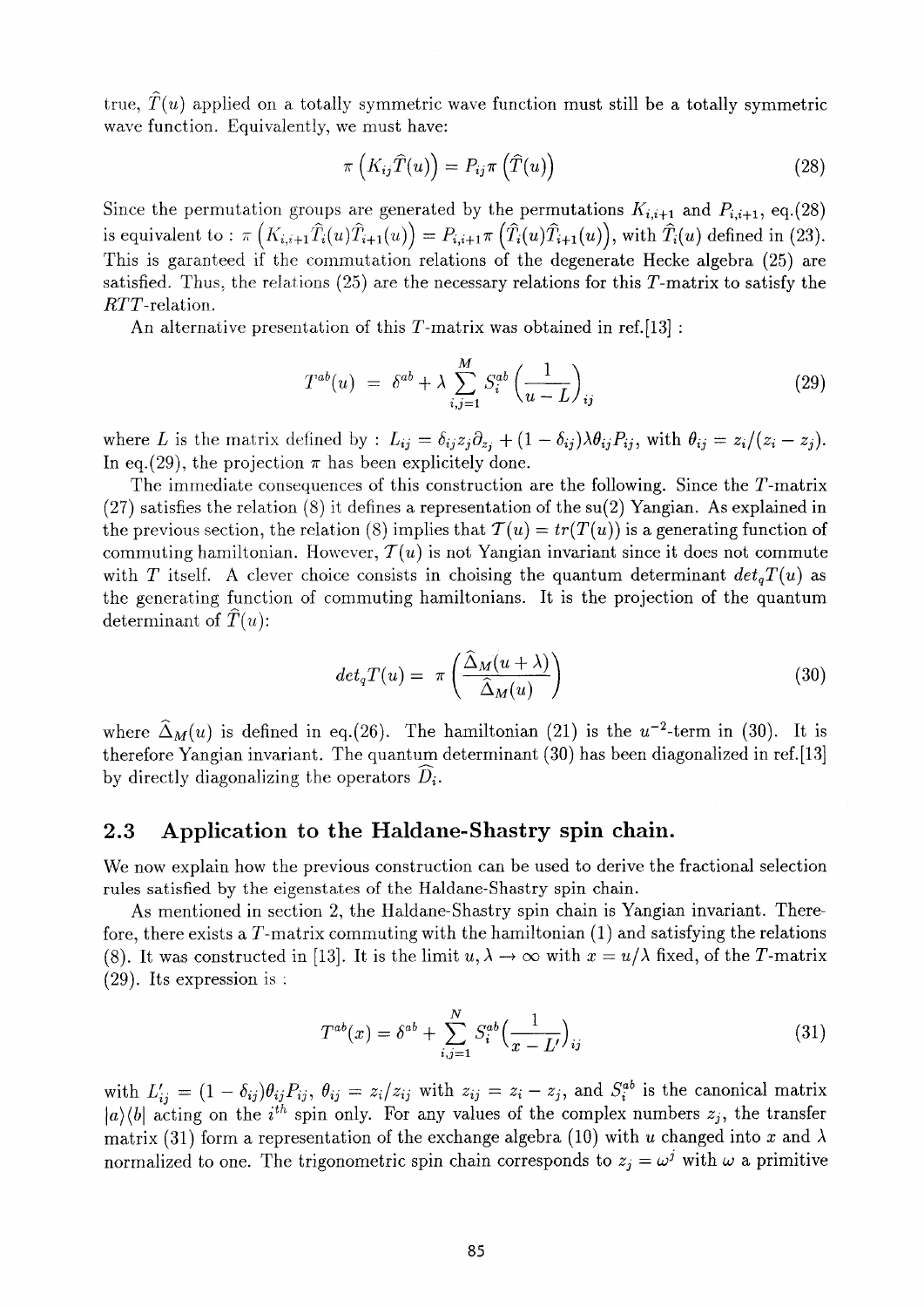true, $\widehat{T}(u)$ applied on a totally symmetric wave function must still be a totally symmetric wave function. Equivalently, we must have:

$$\pi\left(K_{ij}\widehat{T}(u)\right) = P_{ij}\pi\left(\widehat{T}(u)\right) \tag{28}$$

Since the permutation groups are generated by the permutations $K_{i,i+1}$ and $P_{i,i+1}$, eq.(28) is equivalent to : $\pi\left(K_{i,i+1}\widehat{T}_i(u)\widehat{T}_{i+1}(u)\right) = P_{i,i+1}\pi\left(\widehat{T}_i(u)\widehat{T}_{i+1}(u)\right)$, with $\widehat{T}_i(u)$ defined in (23). This is garanteed if the commutation relations of the degenerate Hecke algebra (25) are satisfied. Thus, the relations (25) are the necessary relations for this $T$-matrix to satisfy the $RTT$-relation.

An alternative presentation of this $T$-matrix was obtained in ref.[13] :

$$T^{ab}(u) \;=\; \delta^{ab} + \lambda\sum_{i,j=1}^{M} S_i^{ab}\left(\frac{1}{u-L}\right)_{ij} \tag{29}$$

where $L$ is the matrix defined by : $L_{ij} = \delta_{ij}z_j\partial_{z_j} + (1-\delta_{ij})\lambda\theta_{ij}P_{ij}$, with $\theta_{ij} = z_i/(z_i - z_j)$. In eq.(29), the projection $\pi$ has been explicitely done.

The immediate consequences of this construction are the following. Since the $T$-matrix (27) satisfies the relation (8) it defines a representation of the su(2) Yangian. As explained in the previous section, the relation (8) implies that $\mathcal{T}(u) = tr(T(u))$ is a generating function of commuting hamiltonian. However, $\mathcal{T}(u)$ is not Yangian invariant since it does not commute with $T$ itself. A clever choice consists in choising the quantum determinant $det_qT(u)$ as the generating function of commuting hamiltonians. It is the projection of the quantum determinant of $\widehat{T}(u)$:

$$det_qT(u) = \;\pi\left(\frac{\widehat{\Delta}_M(u+\lambda)}{\widehat{\Delta}_M(u)}\right) \tag{30}$$

where $\widehat{\Delta}_M(u)$ is defined in eq.(26). The hamiltonian (21) is the $u^{-2}$-term in (30). It is therefore Yangian invariant. The quantum determinant (30) has been diagonalized in ref.[13] by directly diagonalizing the operators $\widehat{D}_i$.

## 2.3 Application to the Haldane-Shastry spin chain.

We now explain how the previous construction can be used to derive the fractional selection rules satisfied by the eigenstates of the Haldane-Shastry spin chain.

As mentioned in section 2, the Haldane-Shastry spin chain is Yangian invariant. Therefore, there exists a $T$-matrix commuting with the hamiltonian (1) and satisfying the relations (8). It was constructed in [13]. It is the limit $u,\lambda \to \infty$ with $x = u/\lambda$ fixed, of the $T$-matrix (29). Its expression is :

$$T^{ab}(x) = \delta^{ab} + \sum_{i,j=1}^{N} S_i^{ab}\Big(\frac{1}{x-L'}\Big)_{ij} \tag{31}$$

with $L'_{ij} = (1-\delta_{ij})\theta_{ij}P_{ij}$, $\theta_{ij} = z_i/z_{ij}$ with $z_{ij} = z_i - z_j$, and $S_i^{ab}$ is the canonical matrix $|a\rangle\langle b|$ acting on the $i^{th}$ spin only. For any values of the complex numbers $z_j$, the transfer matrix (31) form a representation of the exchange algebra (10) with $u$ changed into $x$ and $\lambda$ normalized to one. The trigonometric spin chain corresponds to $z_j = \omega^j$ with $\omega$ a primitive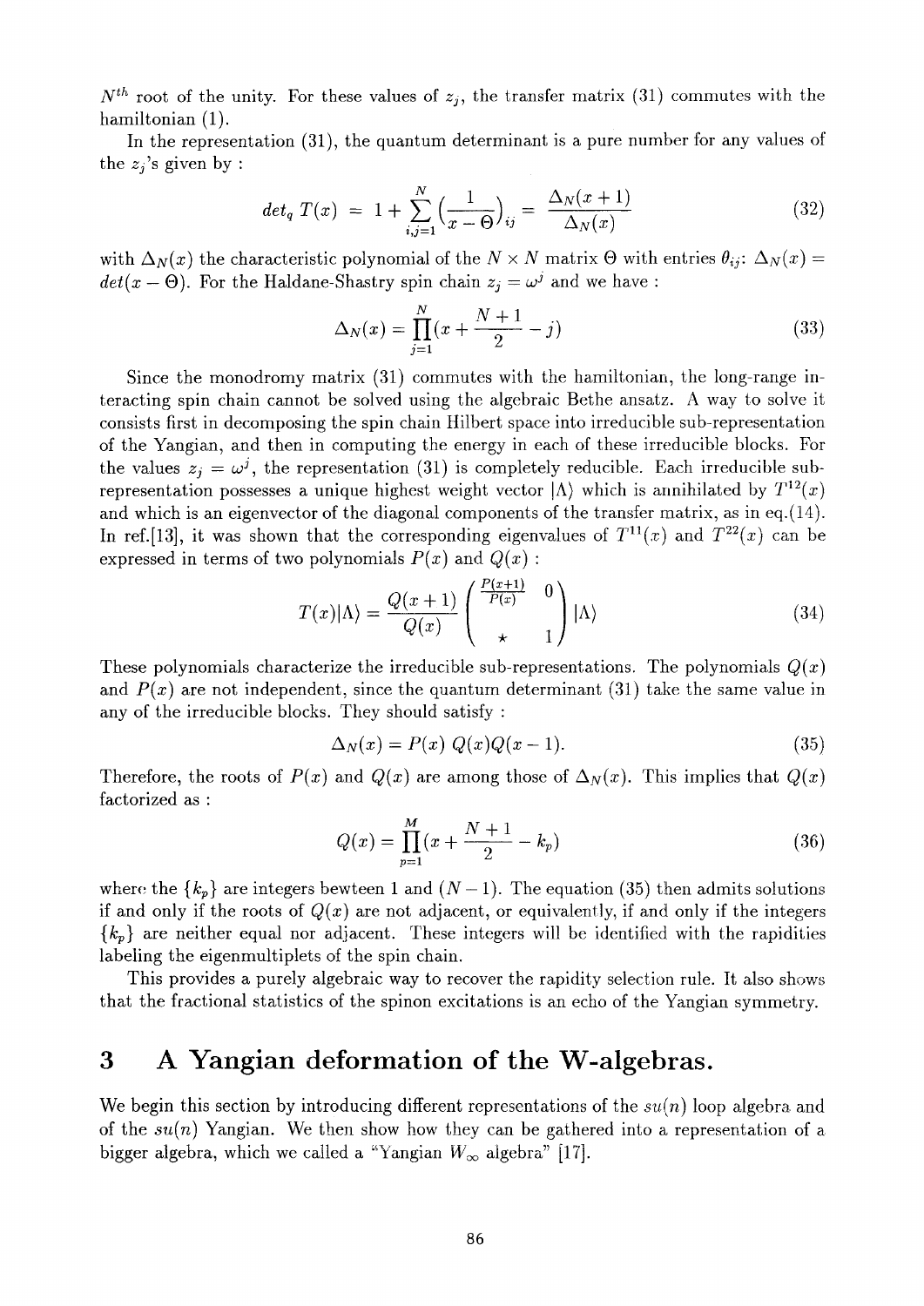$N^{th}$ root of the unity. For these values of $z_j$, the transfer matrix (31) commutes with the hamiltonian (1).

In the representation (31), the quantum determinant is a pure number for any values of the $z_j$'s given by :

$$det_q\ T(x) \;=\; 1 + \sum_{i,j=1}^{N} \Big(\frac{1}{x-\Theta}\Big)_{ij} \;=\; \frac{\Delta_N(x+1)}{\Delta_N(x)} \tag{32}$$

with $\Delta_N(x)$ the characteristic polynomial of the $N\times N$ matrix $\Theta$ with entries $\theta_{ij}$: $\Delta_N(x) = det(x-\Theta)$. For the Haldane-Shastry spin chain $z_j = \omega^j$ and we have :

$$\Delta_N(x) = \prod_{j=1}^{N}(x + \frac{N+1}{2} - j) \tag{33}$$

Since the monodromy matrix (31) commutes with the hamiltonian, the long-range interacting spin chain cannot be solved using the algebraic Bethe ansatz. A way to solve it consists first in decomposing the spin chain Hilbert space into irreducible sub-representation of the Yangian, and then in computing the energy in each of these irreducible blocks. For the values $z_j = \omega^j$, the representation (31) is completely reducible. Each irreducible sub-representation possesses a unique highest weight vector $|\Lambda\rangle$ which is annihilated by $T^{12}(x)$ and which is an eigenvector of the diagonal components of the transfer matrix, as in eq.(14). In ref.[13], it was shown that the corresponding eigenvalues of $T^{11}(x)$ and $T^{22}(x)$ can be expressed in terms of two polynomials $P(x)$ and $Q(x)$ :

$$T(x)|\Lambda\rangle = \frac{Q(x+1)}{Q(x)}\begin{pmatrix} \frac{P(x+1)}{P(x)} & 0 \\ \star & 1 \end{pmatrix}|\Lambda\rangle \tag{34}$$

These polynomials characterize the irreducible sub-representations. The polynomials $Q(x)$ and $P(x)$ are not independent, since the quantum determinant (31) take the same value in any of the irreducible blocks. They should satisfy :

$$\Delta_N(x) = P(x)\ Q(x)Q(x-1). \tag{35}$$

Therefore, the roots of $P(x)$ and $Q(x)$ are among those of $\Delta_N(x)$. This implies that $Q(x)$ factorized as :

$$Q(x) = \prod_{p=1}^{M}(x + \frac{N+1}{2} - k_p) \tag{36}$$

where the $\{k_p\}$ are integers bewteen 1 and $(N-1)$. The equation (35) then admits solutions if and only if the roots of $Q(x)$ are not adjacent, or equivalently, if and only if the integers $\{k_p\}$ are neither equal nor adjacent. These integers will be identified with the rapidities labeling the eigenmultiplets of the spin chain.

This provides a purely algebraic way to recover the rapidity selection rule. It also shows that the fractional statistics of the spinon excitations is an echo of the Yangian symmetry.

# 3 A Yangian deformation of the W-algebras.

We begin this section by introducing different representations of the $su(n)$ loop algebra and of the $su(n)$ Yangian. We then show how they can be gathered into a representation of a bigger algebra, which we called a "Yangian $W_\infty$ algebra" [17].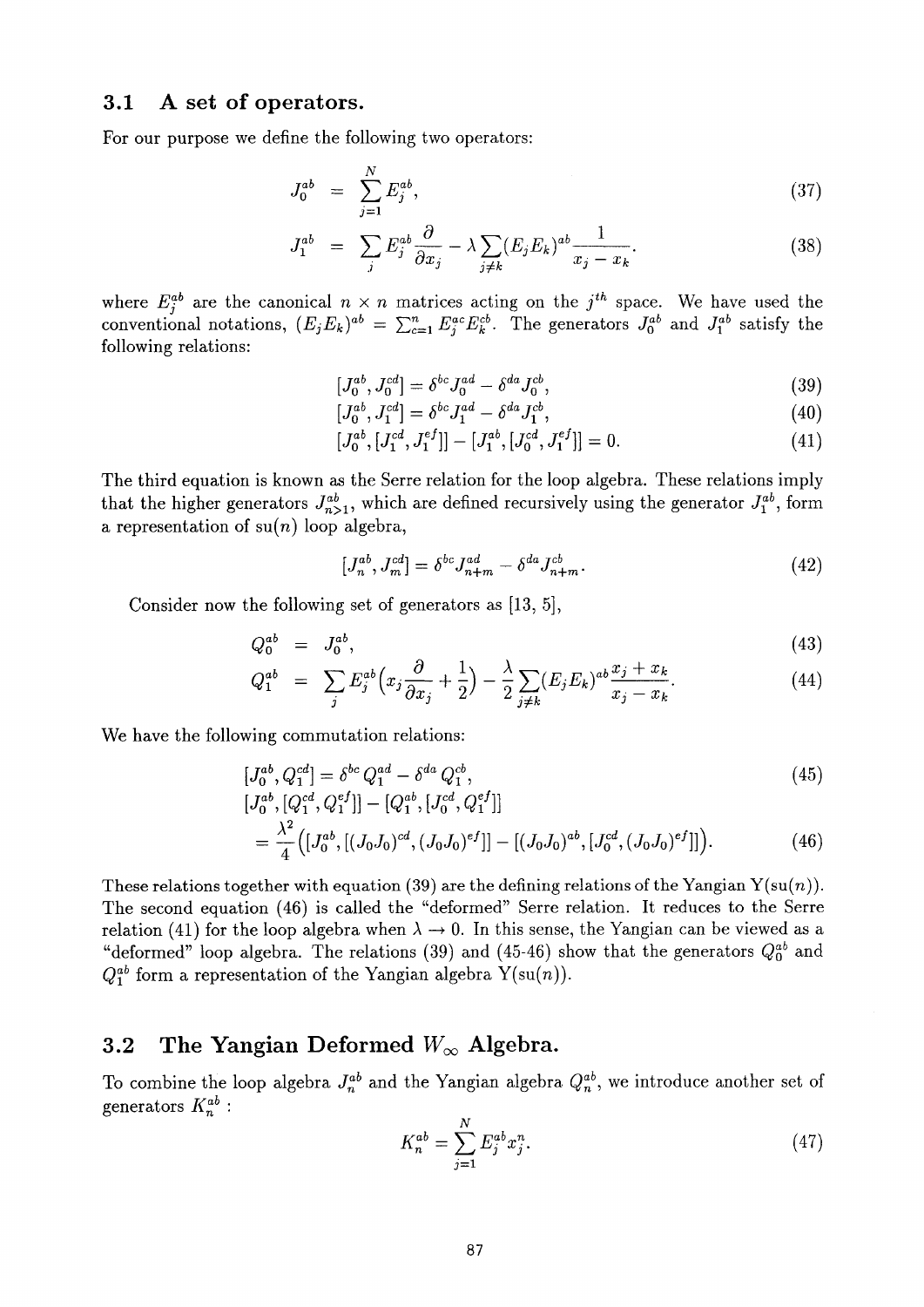### 3.1 A set of operators.

For our purpose we define the following two operators:

$$J_0^{ab} = \sum_{j=1}^{N} E_j^{ab}, \tag{37}$$

$$J_1^{ab} = \sum_j E_j^{ab} \frac{\partial}{\partial x_j} - \lambda \sum_{j \neq k} (E_j E_k)^{ab} \frac{1}{x_j - x_k}. \tag{38}$$

where $E_j^{ab}$ are the canonical $n \times n$ matrices acting on the $j^{th}$ space. We have used the conventional notations, $(E_j E_k)^{ab} = \sum_{c=1}^{n} E_j^{ac} E_k^{cb}$. The generators $J_0^{ab}$ and $J_1^{ab}$ satisfy the following relations:

$$[J_0^{ab}, J_0^{cd}] = \delta^{bc} J_0^{ad} - \delta^{da} J_0^{cb}, \tag{39}$$

$$[J_0^{ab}, J_1^{cd}] = \delta^{bc} J_1^{ad} - \delta^{da} J_1^{cb}, \tag{40}$$

$$[J_0^{ab}, [J_1^{cd}, J_1^{ef}]] - [J_1^{ab}, [J_0^{cd}, J_1^{ef}]] = 0. \tag{41}$$

The third equation is known as the Serre relation for the loop algebra. These relations imply that the higher generators $J_{n>1}^{ab}$, which are defined recursively using the generator $J_1^{ab}$, form a representation of su$(n)$ loop algebra,

$$[J_n^{ab}, J_m^{cd}] = \delta^{bc} J_{n+m}^{ad} - \delta^{da} J_{n+m}^{cb}. \tag{42}$$

Consider now the following set of generators as [13, 5],

$$Q_0^{ab} = J_0^{ab}, \tag{43}$$

$$Q_1^{ab} = \sum_j E_j^{ab} \Big( x_j \frac{\partial}{\partial x_j} + \frac{1}{2} \Big) - \frac{\lambda}{2} \sum_{j \neq k} (E_j E_k)^{ab} \frac{x_j + x_k}{x_j - x_k}. \tag{44}$$

We have the following commutation relations:

$$[J_0^{ab}, Q_1^{cd}] = \delta^{bc} Q_1^{ad} - \delta^{da} Q_1^{cb}, \tag{45}$$

$$[J_0^{ab}, [Q_1^{cd}, Q_1^{ef}]] - [Q_1^{ab}, [J_0^{cd}, Q_1^{ef}]]$$
$$= \frac{\lambda^2}{4} \Big( [J_0^{ab}, [(J_0 J_0)^{cd}, (J_0 J_0)^{ef}]] - [(J_0 J_0)^{ab}, [J_0^{cd}, (J_0 J_0)^{ef}]] \Big). \tag{46}$$

These relations together with equation (39) are the defining relations of the Yangian Y(su$(n)$). The second equation (46) is called the "deformed" Serre relation. It reduces to the Serre relation (41) for the loop algebra when $\lambda \to 0$. In this sense, the Yangian can be viewed as a "deformed" loop algebra. The relations (39) and (45-46) show that the generators $Q_0^{ab}$ and $Q_1^{ab}$ form a representation of the Yangian algebra Y(su$(n)$).

### 3.2 The Yangian Deformed $W_\infty$ Algebra.

To combine the loop algebra $J_n^{ab}$ and the Yangian algebra $Q_n^{ab}$, we introduce another set of generators $K_n^{ab}$ :

$$K_n^{ab} = \sum_{j=1}^{N} E_j^{ab} x_j^n. \tag{47}$$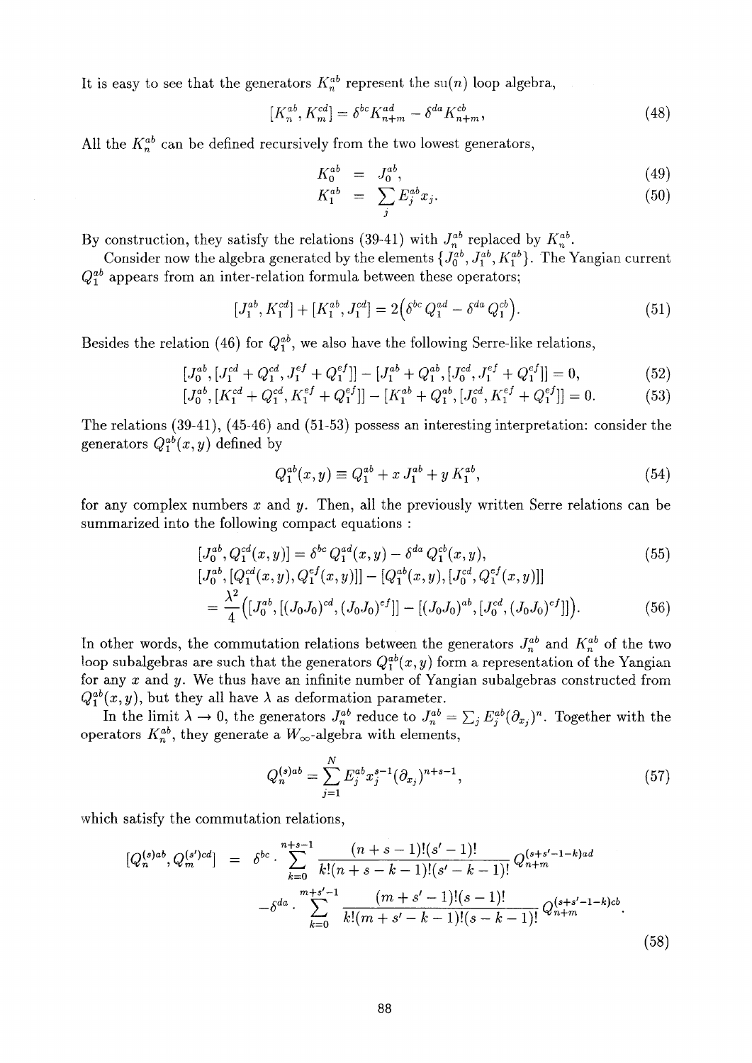It is easy to see that the generators $K_n^{ab}$ represent the su($n$) loop algebra,

$$[K_n^{ab}, K_m^{cd}] = \delta^{bc} K_{n+m}^{ad} - \delta^{da} K_{n+m}^{cb}, \tag{48}$$

All the $K_n^{ab}$ can be defined recursively from the two lowest generators,

$$K_0^{ab} = J_0^{ab}, \tag{49}$$

$$K_1^{ab} = \sum_j E_j^{ab} x_j. \tag{50}$$

By construction, they satisfy the relations (39-41) with $J_n^{ab}$ replaced by $K_n^{ab}$.

Consider now the algebra generated by the elements $\{J_0^{ab}, J_1^{ab}, K_1^{ab}\}$. The Yangian current $Q_1^{ab}$ appears from an inter-relation formula between these operators;

$$[J_1^{ab}, K_1^{cd}] + [K_1^{ab}, J_1^{cd}] = 2\big(\delta^{bc} Q_1^{ad} - \delta^{da} Q_1^{cb}\big). \tag{51}$$

Besides the relation (46) for $Q_1^{ab}$, we also have the following Serre-like relations,

$$[J_0^{ab}, [J_1^{cd} + Q_1^{cd}, J_1^{ef} + Q_1^{ef}]] - [J_1^{ab} + Q_1^{ab}, [J_0^{cd}, J_1^{ef} + Q_1^{ef}]] = 0, \tag{52}$$

$$[J_0^{ab}, [K_1^{cd} + Q_1^{cd}, K_1^{ef} + Q_1^{ef}]] - [K_1^{ab} + Q_1^{ab}, [J_0^{cd}, K_1^{ef} + Q_1^{ef}]] = 0. \tag{53}$$

The relations (39-41), (45-46) and (51-53) possess an interesting interpretation: consider the generators $Q_1^{ab}(x,y)$ defined by

$$Q_1^{ab}(x,y) \equiv Q_1^{ab} + x\, J_1^{ab} + y\, K_1^{ab}, \tag{54}$$

for any complex numbers $x$ and $y$. Then, all the previously written Serre relations can be summarized into the following compact equations :

$$[J_0^{ab}, Q_1^{cd}(x,y)] = \delta^{bc} Q_1^{ad}(x,y) - \delta^{da} Q_1^{cb}(x,y), \tag{55}$$

$$\begin{aligned} &[J_0^{ab}, [Q_1^{cd}(x,y), Q_1^{ef}(x,y)]] - [Q_1^{ab}(x,y), [J_0^{cd}, Q_1^{ef}(x,y)]] \\ &= \frac{\lambda^2}{4}\Big([J_0^{ab}, [(J_0 J_0)^{cd}, (J_0 J_0)^{ef}]] - [(J_0 J_0)^{ab}, [J_0^{cd}, (J_0 J_0)^{ef}]]\Big). \end{aligned} \tag{56}$$

In other words, the commutation relations between the generators $J_n^{ab}$ and $K_n^{ab}$ of the two loop subalgebras are such that the generators $Q_1^{ab}(x,y)$ form a representation of the Yangian for any $x$ and $y$. We thus have an infinite number of Yangian subalgebras constructed from $Q_1^{ab}(x,y)$, but they all have $\lambda$ as deformation parameter.

In the limit $\lambda \to 0$, the generators $J_n^{ab}$ reduce to $J_n^{ab} = \sum_j E_j^{ab} (\partial_{x_j})^n$. Together with the operators $K_n^{ab}$, they generate a $W_\infty$-algebra with elements,

$$Q_n^{(s)ab} = \sum_{j=1}^{N} E_j^{ab} x_j^{s-1} (\partial_{x_j})^{n+s-1}, \tag{57}$$

which satisfy the commutation relations,

$$\begin{aligned} [Q_n^{(s)ab}, Q_m^{(s')cd}] &= \delta^{bc} \cdot \sum_{k=0}^{n+s-1} \frac{(n+s-1)!(s'-1)!}{k!(n+s-k-1)!(s'-k-1)!} Q_{n+m}^{(s+s'-1-k)ad} \\ &\quad - \delta^{da} \cdot \sum_{k=0}^{m+s'-1} \frac{(m+s'-1)!(s-1)!}{k!(m+s'-k-1)!(s-k-1)!} Q_{n+m}^{(s+s'-1-k)cb}. \end{aligned} \tag{58}$$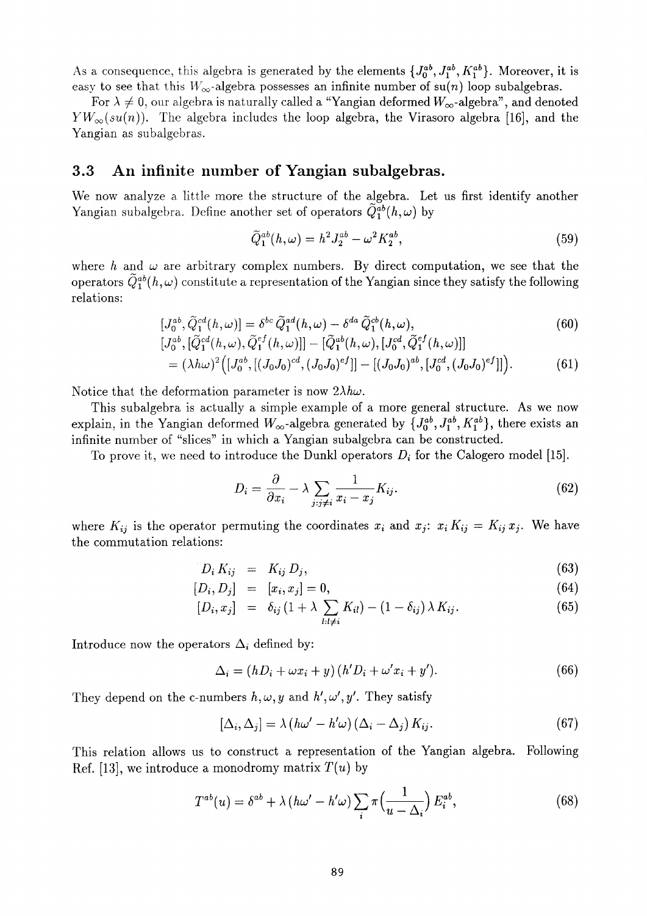As a consequence, this algebra is generated by the elements $\{J_0^{ab}, J_1^{ab}, K_1^{ab}\}$. Moreover, it is easy to see that this $W_\infty$-algebra possesses an infinite number of su$(n)$ loop subalgebras.

For $\lambda \neq 0$, our algebra is naturally called a "Yangian deformed $W_\infty$-algebra", and denoted $YW_\infty(su(n))$. The algebra includes the loop algebra, the Virasoro algebra [16], and the Yangian as subalgebras.

### 3.3 An infinite number of Yangian subalgebras.

We now analyze a little more the structure of the algebra. Let us first identify another Yangian subalgebra. Define another set of operators $\widetilde{Q}_1^{ab}(h,\omega)$ by

$$\widetilde{Q}_1^{ab}(h,\omega) = h^2 J_2^{ab} - \omega^2 K_2^{ab}, \tag{59}$$

where $h$ and $\omega$ are arbitrary complex numbers. By direct computation, we see that the operators $\widetilde{Q}_1^{ab}(h,\omega)$ constitute a representation of the Yangian since they satisfy the following relations:

$$[J_0^{ab}, \widetilde{Q}_1^{cd}(h,\omega)] = \delta^{bc}\,\widetilde{Q}_1^{ad}(h,\omega) - \delta^{da}\,\widetilde{Q}_1^{cb}(h,\omega), \tag{60}$$

$$\begin{aligned}
&[J_0^{ab}, [\widetilde{Q}_1^{cd}(h,\omega), \widetilde{Q}_1^{ef}(h,\omega)]] - [\widetilde{Q}_1^{ab}(h,\omega), [J_0^{cd}, \widetilde{Q}_1^{ef}(h,\omega)]] \\
&= (\lambda h\omega)^2 \Big( [J_0^{ab}, [(J_0J_0)^{cd}, (J_0J_0)^{ef}]] - [(J_0J_0)^{ab}, [J_0^{cd}, (J_0J_0)^{ef}]] \Big).
\end{aligned} \tag{61}$$

Notice that the deformation parameter is now $2\lambda h\omega$.

This subalgebra is actually a simple example of a more general structure. As we now explain, in the Yangian deformed $W_\infty$-algebra generated by $\{J_0^{ab}, J_1^{ab}, K_1^{ab}\}$, there exists an infinite number of "slices" in which a Yangian subalgebra can be constructed.

To prove it, we need to introduce the Dunkl operators $D_i$ for the Calogero model [15].

$$D_i = \frac{\partial}{\partial x_i} - \lambda \sum_{j:j\neq i} \frac{1}{x_i - x_j} K_{ij}. \tag{62}$$

where $K_{ij}$ is the operator permuting the coordinates $x_i$ and $x_j$: $x_i K_{ij} = K_{ij}\, x_j$. We have the commutation relations:

$$\begin{aligned}
D_i\, K_{ij} &= K_{ij}\, D_j, &(63)\\
[D_i, D_j] &= [x_i, x_j] = 0, &(64)\\
[D_i, x_j] &= \delta_{ij}\,(1 + \lambda \sum_{l:l\neq i} K_{il}) - (1-\delta_{ij})\,\lambda\, K_{ij}. &(65)
\end{aligned}$$

Introduce now the operators $\Delta_i$ defined by:

$$\Delta_i = (hD_i + \omega x_i + y)\,(h'D_i + \omega' x_i + y'). \tag{66}$$

They depend on the c-numbers $h, \omega, y$ and $h', \omega', y'$. They satisfy

$$[\Delta_i, \Delta_j] = \lambda\,(h\omega' - h'\omega)\,(\Delta_i - \Delta_j)\,K_{ij}. \tag{67}$$

This relation allows us to construct a representation of the Yangian algebra. Following Ref. [13], we introduce a monodromy matrix $T(u)$ by

$$T^{ab}(u) = \delta^{ab} + \lambda\,(h\omega' - h'\omega) \sum_i \pi\Big(\frac{1}{u - \Delta_i}\Big)\, E_i^{ab}, \tag{68}$$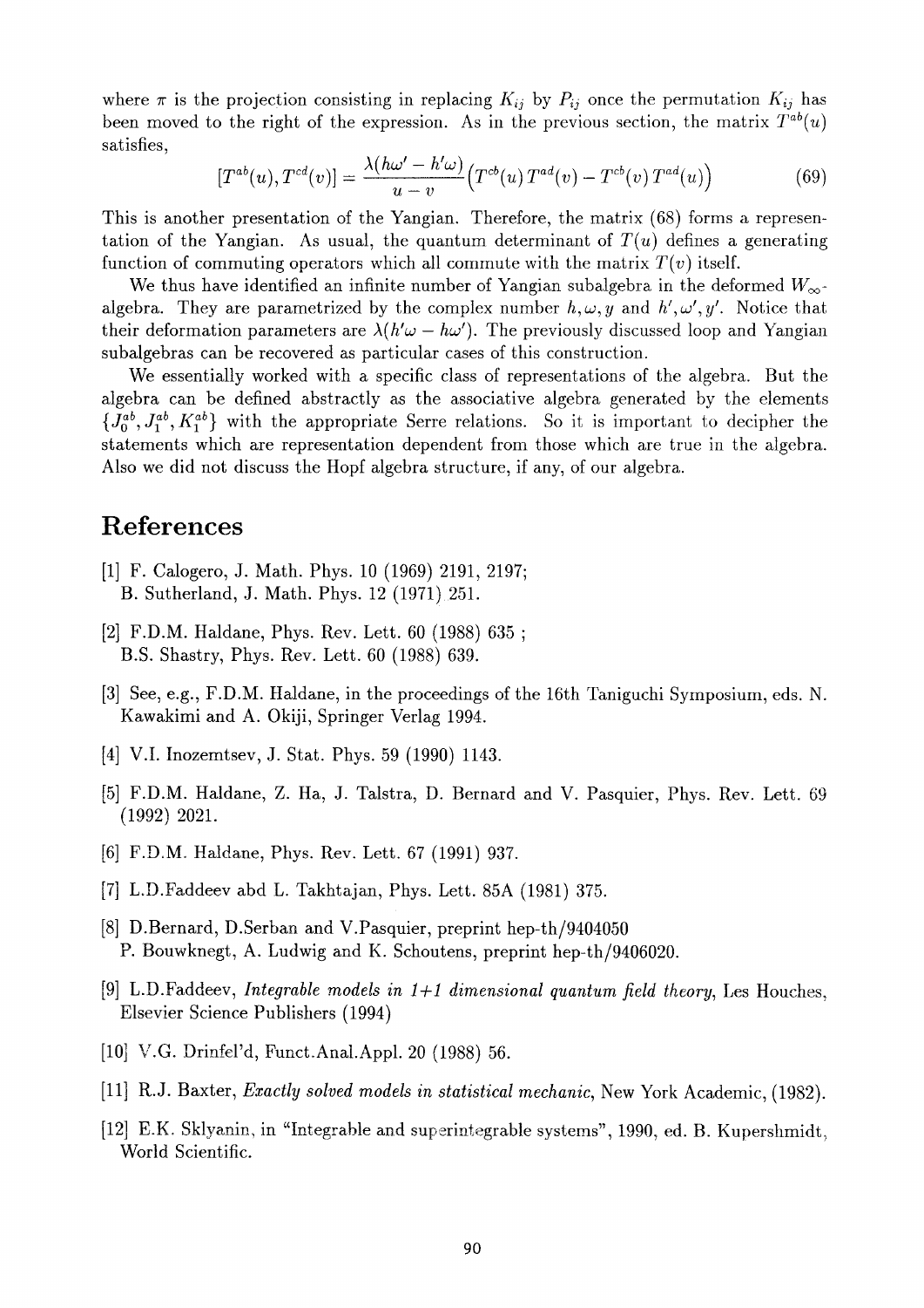where $\pi$ is the projection consisting in replacing $K_{ij}$ by $P_{ij}$ once the permutation $K_{ij}$ has been moved to the right of the expression. As in the previous section, the matrix $T^{ab}(u)$ satisfies,

$$[T^{ab}(u), T^{cd}(v)] = \frac{\lambda(h\omega' - h'\omega)}{u - v}\Big(T^{cb}(u)\,T^{ad}(v) - T^{cb}(v)\,T^{ad}(u)\Big) \tag{69}$$

This is another presentation of the Yangian. Therefore, the matrix (68) forms a representation of the Yangian. As usual, the quantum determinant of $T(u)$ defines a generating function of commuting operators which all commute with the matrix $T(v)$ itself.

We thus have identified an infinite number of Yangian subalgebra in the deformed $W_\infty$-algebra. They are parametrized by the complex number $h, \omega, y$ and $h', \omega', y'$. Notice that their deformation parameters are $\lambda(h'\omega - h\omega')$. The previously discussed loop and Yangian subalgebras can be recovered as particular cases of this construction.

We essentially worked with a specific class of representations of the algebra. But the algebra can be defined abstractly as the associative algebra generated by the elements $\{J_0^{ab}, J_1^{ab}, K_1^{ab}\}$ with the appropriate Serre relations. So it is important to decipher the statements which are representation dependent from those which are true in the algebra. Also we did not discuss the Hopf algebra structure, if any, of our algebra.

# References

[1] F. Calogero, J. Math. Phys. 10 (1969) 2191, 2197;
B. Sutherland, J. Math. Phys. 12 (1971) 251.

[2] F.D.M. Haldane, Phys. Rev. Lett. 60 (1988) 635 ;
B.S. Shastry, Phys. Rev. Lett. 60 (1988) 639.

[3] See, e.g., F.D.M. Haldane, in the proceedings of the 16th Taniguchi Symposium, eds. N. Kawakimi and A. Okiji, Springer Verlag 1994.

[4] V.I. Inozemtsev, J. Stat. Phys. 59 (1990) 1143.

[5] F.D.M. Haldane, Z. Ha, J. Talstra, D. Bernard and V. Pasquier, Phys. Rev. Lett. 69 (1992) 2021.

[6] F.D.M. Haldane, Phys. Rev. Lett. 67 (1991) 937.

[7] L.D.Faddeev abd L. Takhtajan, Phys. Lett. 85A (1981) 375.

[8] D.Bernard, D.Serban and V.Pasquier, preprint hep-th/9404050
P. Bouwknegt, A. Ludwig and K. Schoutens, preprint hep-th/9406020.

[9] L.D.Faddeev, *Integrable models in 1+1 dimensional quantum field theory*, Les Houches, Elsevier Science Publishers (1994)

[10] V.G. Drinfel'd, Funct.Anal.Appl. 20 (1988) 56.

[11] R.J. Baxter, *Exactly solved models in statistical mechanic*, New York Academic, (1982).

[12] E.K. Sklyanin, in "Integrable and superintegrable systems", 1990, ed. B. Kupershmidt, World Scientific.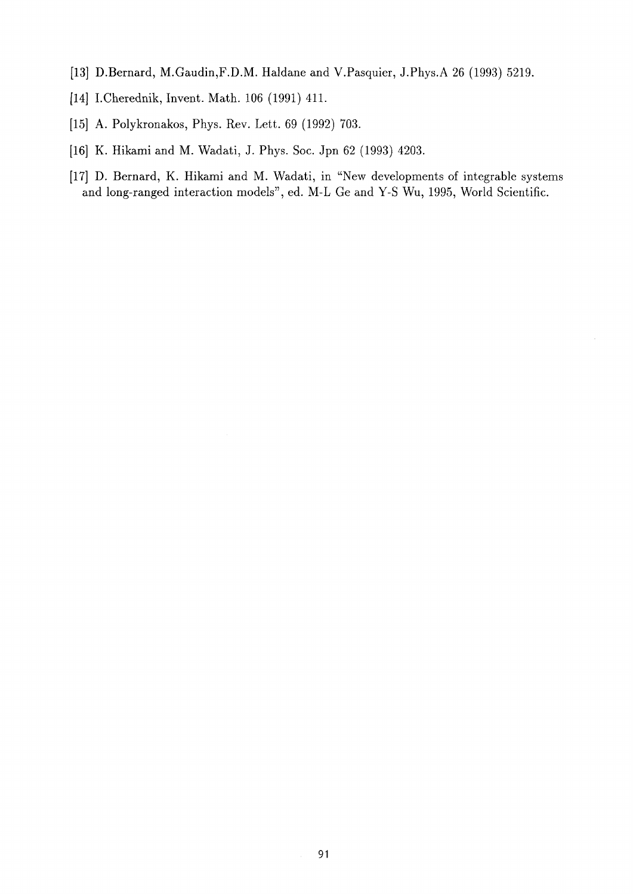[13] D.Bernard, M.Gaudin,F.D.M. Haldane and V.Pasquier, J.Phys.A 26 (1993) 5219.

[14] I.Cherednik, Invent. Math. 106 (1991) 411.

[15] A. Polykronakos, Phys. Rev. Lett. 69 (1992) 703.

[16] K. Hikami and M. Wadati, J. Phys. Soc. Jpn 62 (1993) 4203.

[17] D. Bernard, K. Hikami and M. Wadati, in "New developments of integrable systems and long-ranged interaction models", ed. M-L Ge and Y-S Wu, 1995, World Scientific.